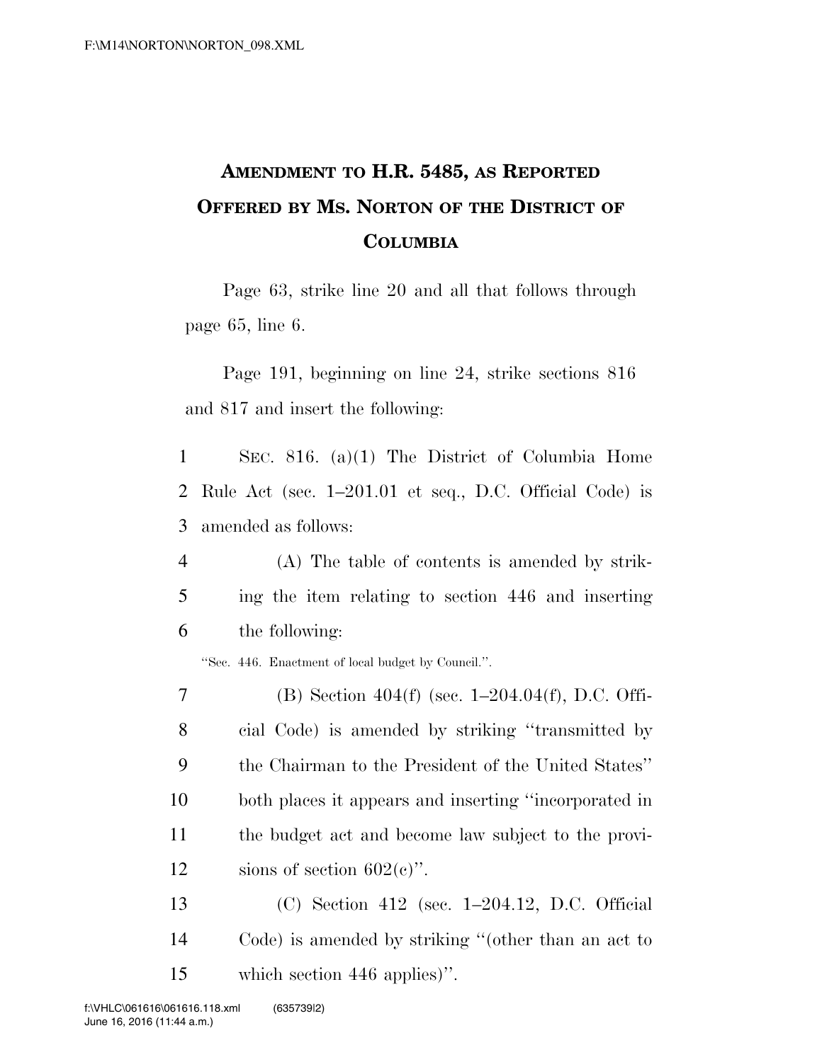# AMENDMENT TO H.R. 5485, AS REPORTED OFFERED BY MS. NORTON OF THE DISTRICT OF COLUMBIA

Page 63, strike line 20 and all that follows through page 65, line 6.

Page 191, beginning on line 24, strike sections 816 and 817 and insert the following:

SEC. 816. (a)(1) The District of Columbia Home Rule Act (sec. 1–201.01 et seq., D.C. Official Code) is amended as follows:

(A) The table of contents is amended by striking the item relating to section 446 and inserting the following:

"Sec. 446. Enactment of local budget by Council.".

(B) Section 404(f) (sec. 1–204.04(f), D.C. Official Code) is amended by striking "transmitted by the Chairman to the President of the United States" both places it appears and inserting "incorporated in the budget act and become law subject to the provisions of section 602(c)".

(C) Section 412 (sec. 1–204.12, D.C. Official Code) is amended by striking "(other than an act to which section 446 applies)".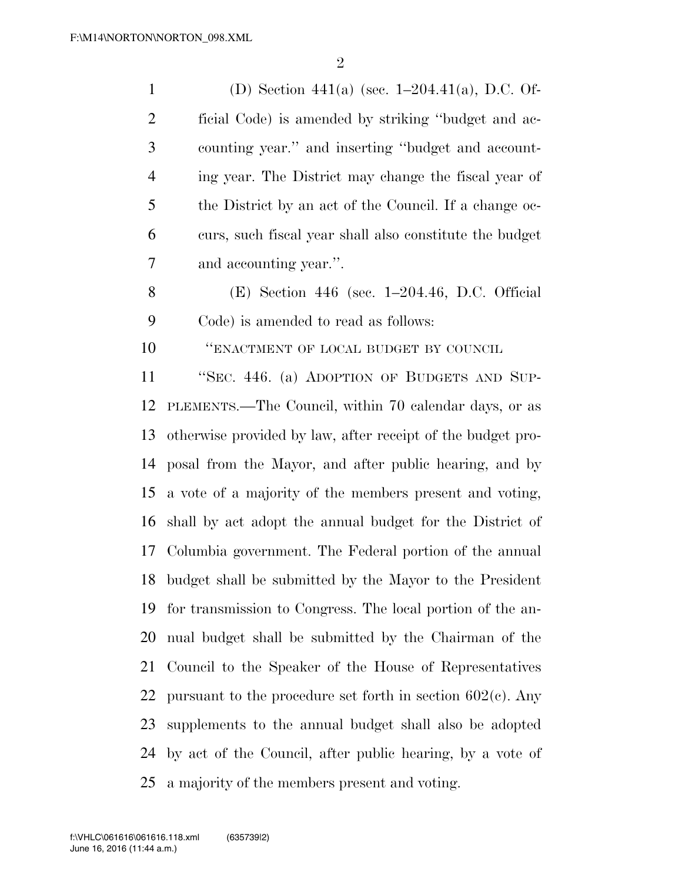(D) Section 441(a) (sec. 1–204.41(a), D.C. Official Code) is amended by striking "budget and accounting year." and inserting "budget and accounting year. The District may change the fiscal year of the District by an act of the Council. If a change occurs, such fiscal year shall also constitute the budget and accounting year.".

(E) Section 446 (sec. 1–204.46, D.C. Official Code) is amended to read as follows:

"ENACTMENT OF LOCAL BUDGET BY COUNCIL

"SEC. 446. (a) ADOPTION OF BUDGETS AND SUPPLEMENTS.—The Council, within 70 calendar days, or as otherwise provided by law, after receipt of the budget proposal from the Mayor, and after public hearing, and by a vote of a majority of the members present and voting, shall by act adopt the annual budget for the District of Columbia government. The Federal portion of the annual budget shall be submitted by the Mayor to the President for transmission to Congress. The local portion of the annual budget shall be submitted by the Chairman of the Council to the Speaker of the House of Representatives pursuant to the procedure set forth in section 602(c). Any supplements to the annual budget shall also be adopted by act of the Council, after public hearing, by a vote of a majority of the members present and voting.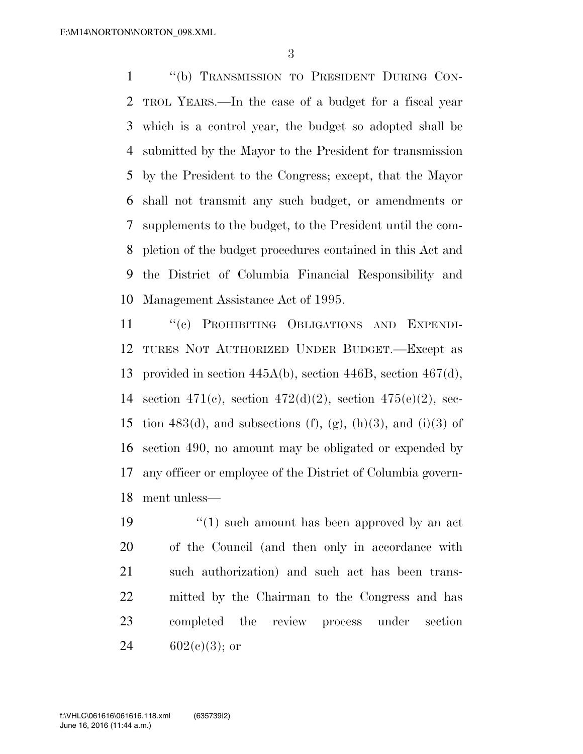''(b) TRANSMISSION TO PRESIDENT DURING CONTROL YEARS.—In the case of a budget for a fiscal year which is a control year, the budget so adopted shall be submitted by the Mayor to the President for transmission by the President to the Congress; except, that the Mayor shall not transmit any such budget, or amendments or supplements to the budget, to the President until the completion of the budget procedures contained in this Act and the District of Columbia Financial Responsibility and Management Assistance Act of 1995.

''(c) PROHIBITING OBLIGATIONS AND EXPENDITURES NOT AUTHORIZED UNDER BUDGET.—Except as provided in section 445A(b), section 446B, section 467(d), section 471(c), section 472(d)(2), section 475(e)(2), section 483(d), and subsections (f), (g), (h)(3), and (i)(3) of section 490, no amount may be obligated or expended by any officer or employee of the District of Columbia government unless—

''(1) such amount has been approved by an act of the Council (and then only in accordance with such authorization) and such act has been transmitted by the Chairman to the Congress and has completed the review process under section 602(c)(3); or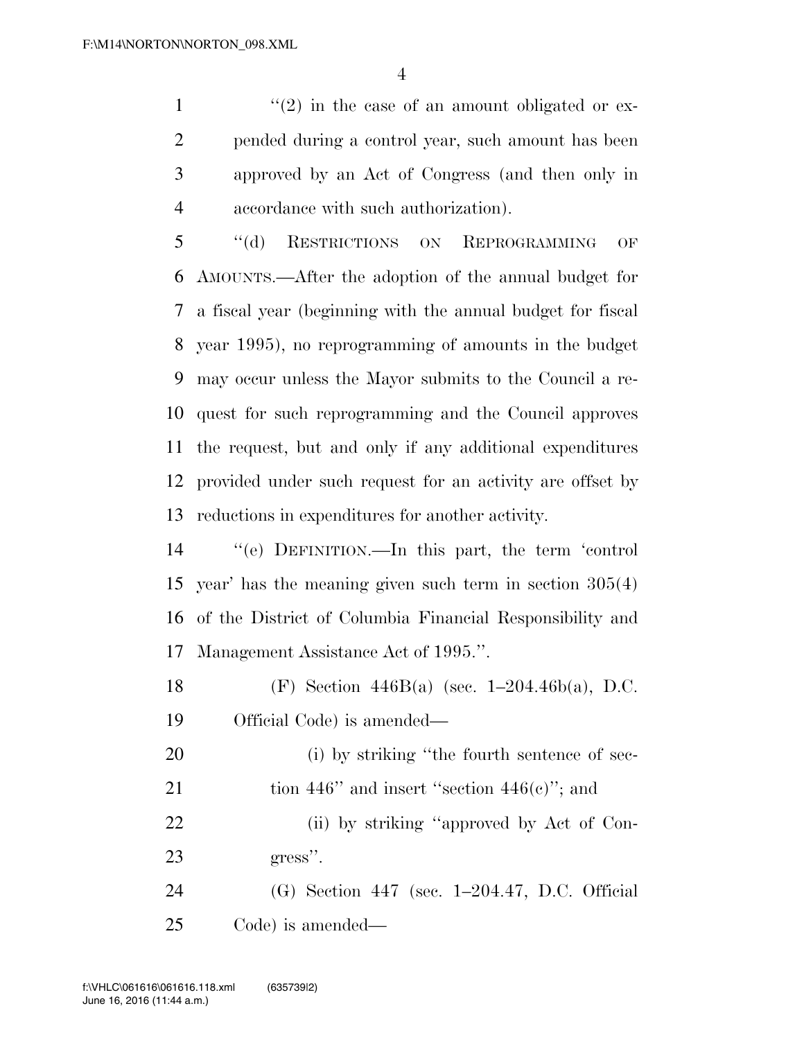''(2) in the case of an amount obligated or expended during a control year, such amount has been approved by an Act of Congress (and then only in accordance with such authorization).

''(d) RESTRICTIONS ON REPROGRAMMING OF AMOUNTS.—After the adoption of the annual budget for a fiscal year (beginning with the annual budget for fiscal year 1995), no reprogramming of amounts in the budget may occur unless the Mayor submits to the Council a request for such reprogramming and the Council approves the request, but and only if any additional expenditures provided under such request for an activity are offset by reductions in expenditures for another activity.

''(e) DEFINITION.—In this part, the term 'control year' has the meaning given such term in section 305(4) of the District of Columbia Financial Responsibility and Management Assistance Act of 1995.''.

(F) Section 446B(a) (sec. 1–204.46b(a), D.C. Official Code) is amended—

(i) by striking ''the fourth sentence of section 446'' and insert ''section 446(c)''; and

(ii) by striking ''approved by Act of Congress''.

(G) Section 447 (sec. 1–204.47, D.C. Official Code) is amended—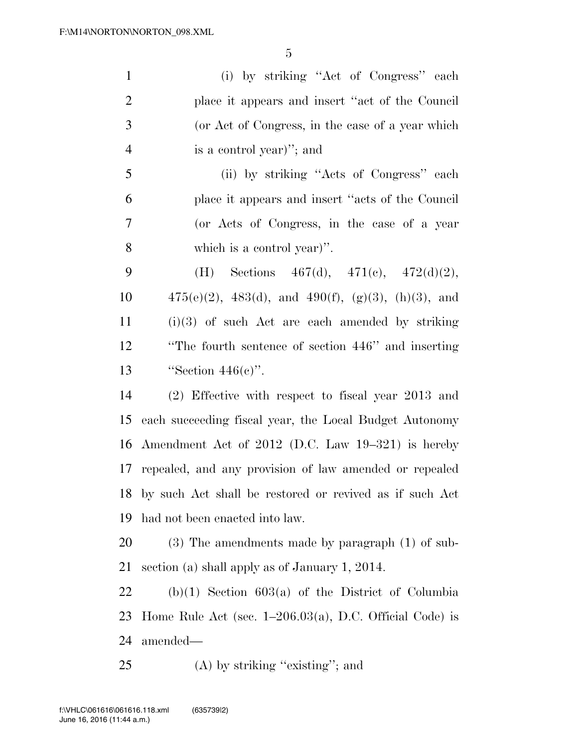(i) by striking "Act of Congress" each place it appears and insert "act of the Council (or Act of Congress, in the case of a year which is a control year)"; and

(ii) by striking "Acts of Congress" each place it appears and insert "acts of the Council (or Acts of Congress, in the case of a year which is a control year)".

(H) Sections 467(d), 471(c), 472(d)(2), 475(e)(2), 483(d), and 490(f), (g)(3), (h)(3), and (i)(3) of such Act are each amended by striking "The fourth sentence of section 446" and inserting "Section 446(c)".

(2) Effective with respect to fiscal year 2013 and each succeeding fiscal year, the Local Budget Autonomy Amendment Act of 2012 (D.C. Law 19–321) is hereby repealed, and any provision of law amended or repealed by such Act shall be restored or revived as if such Act had not been enacted into law.

(3) The amendments made by paragraph (1) of subsection (a) shall apply as of January 1, 2014.

(b)(1) Section 603(a) of the District of Columbia Home Rule Act (sec. 1–206.03(a), D.C. Official Code) is amended—

(A) by striking "existing"; and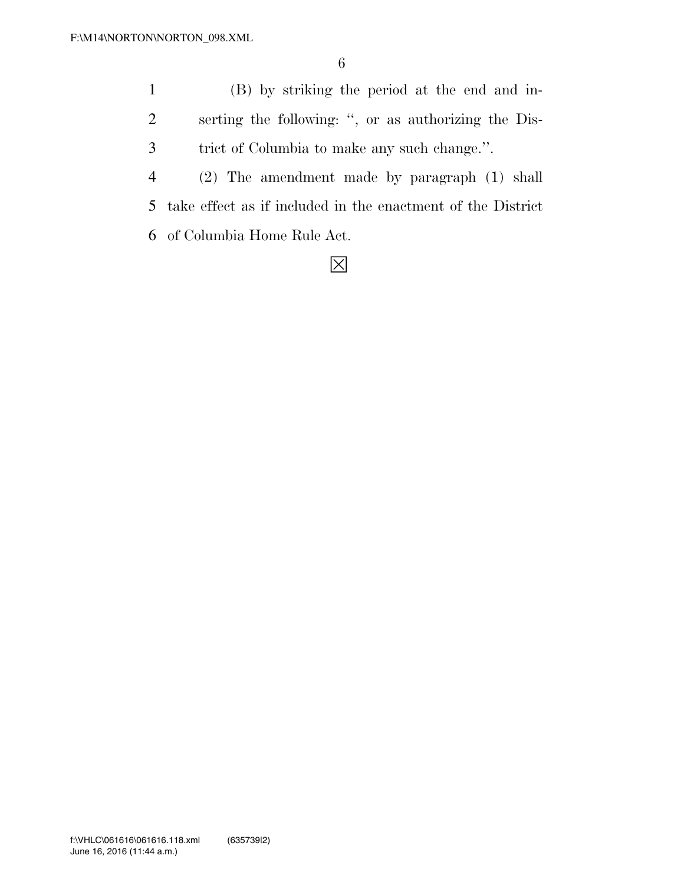(B) by striking the period at the end and inserting the following: ", or as authorizing the District of Columbia to make any such change.".

(2) The amendment made by paragraph (1) shall take effect as if included in the enactment of the District of Columbia Home Rule Act.

☒